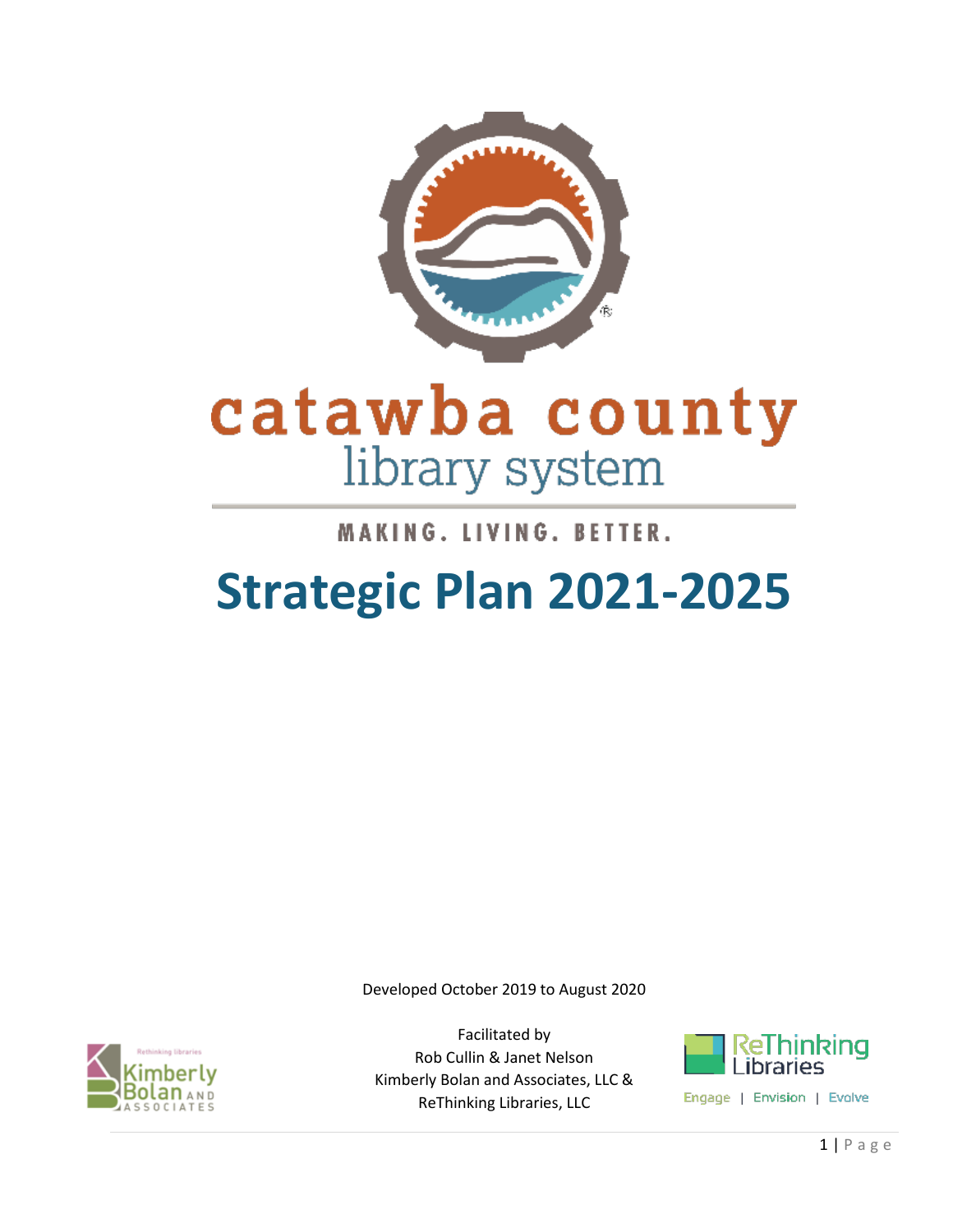catawba county
library system

MAKING. LIVING. BETTER.

# Strategic Plan 2021-2025

Developed October 2019 to August 2020

Facilitated by
Rob Cullin & Janet Nelson
Kimberly Bolan and Associates, LLC &
ReThinking Libraries, LLC

Kimberly Bolan and Associates

ReThinking Libraries

Engage | Envision | Evolve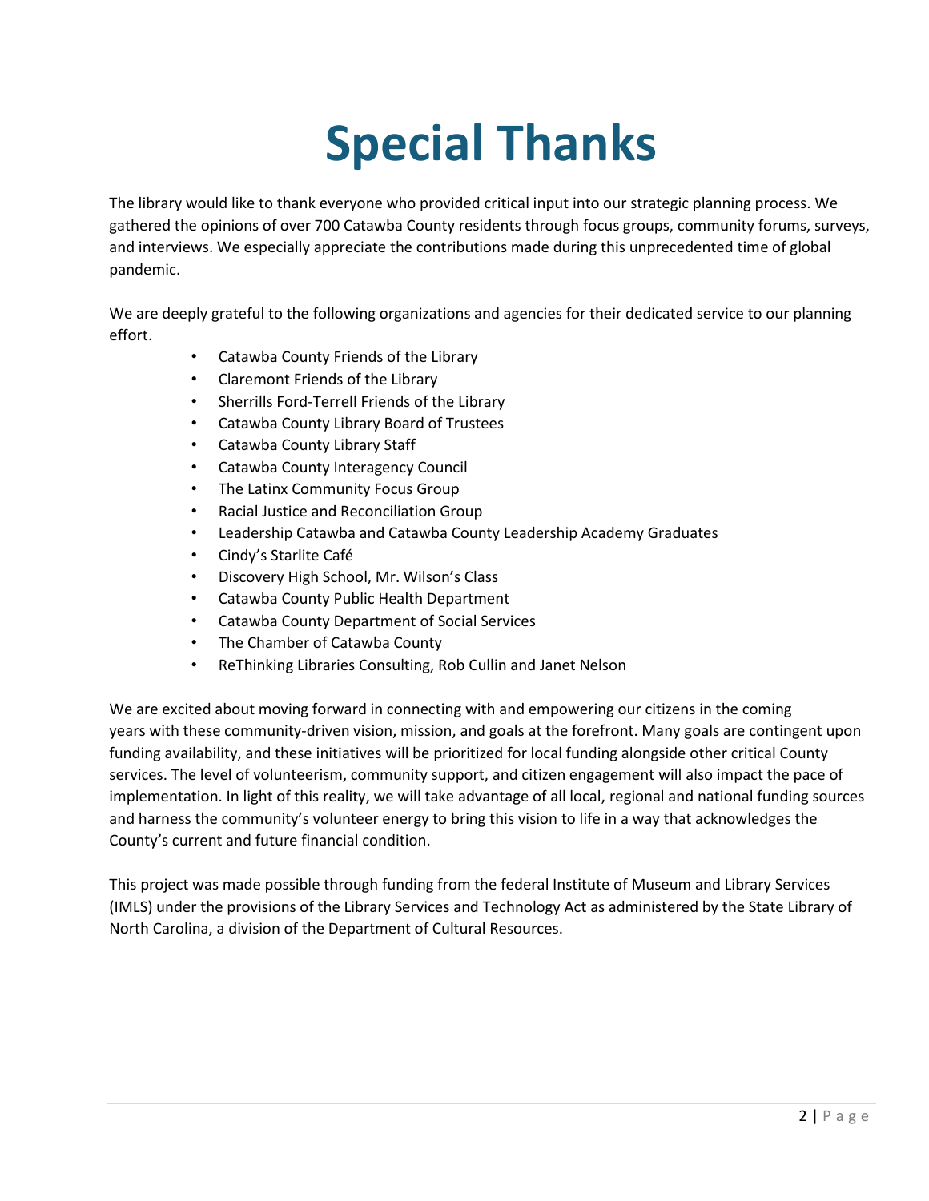# Special Thanks

The library would like to thank everyone who provided critical input into our strategic planning process. We gathered the opinions of over 700 Catawba County residents through focus groups, community forums, surveys, and interviews. We especially appreciate the contributions made during this unprecedented time of global pandemic.

We are deeply grateful to the following organizations and agencies for their dedicated service to our planning effort.

- Catawba County Friends of the Library
- Claremont Friends of the Library
- Sherrills Ford-Terrell Friends of the Library
- Catawba County Library Board of Trustees
- Catawba County Library Staff
- Catawba County Interagency Council
- The Latinx Community Focus Group
- Racial Justice and Reconciliation Group
- Leadership Catawba and Catawba County Leadership Academy Graduates
- Cindy's Starlite Café
- Discovery High School, Mr. Wilson's Class
- Catawba County Public Health Department
- Catawba County Department of Social Services
- The Chamber of Catawba County
- ReThinking Libraries Consulting, Rob Cullin and Janet Nelson

We are excited about moving forward in connecting with and empowering our citizens in the coming years with these community-driven vision, mission, and goals at the forefront. Many goals are contingent upon funding availability, and these initiatives will be prioritized for local funding alongside other critical County services. The level of volunteerism, community support, and citizen engagement will also impact the pace of implementation. In light of this reality, we will take advantage of all local, regional and national funding sources and harness the community's volunteer energy to bring this vision to life in a way that acknowledges the County's current and future financial condition.

This project was made possible through funding from the federal Institute of Museum and Library Services (IMLS) under the provisions of the Library Services and Technology Act as administered by the State Library of North Carolina, a division of the Department of Cultural Resources.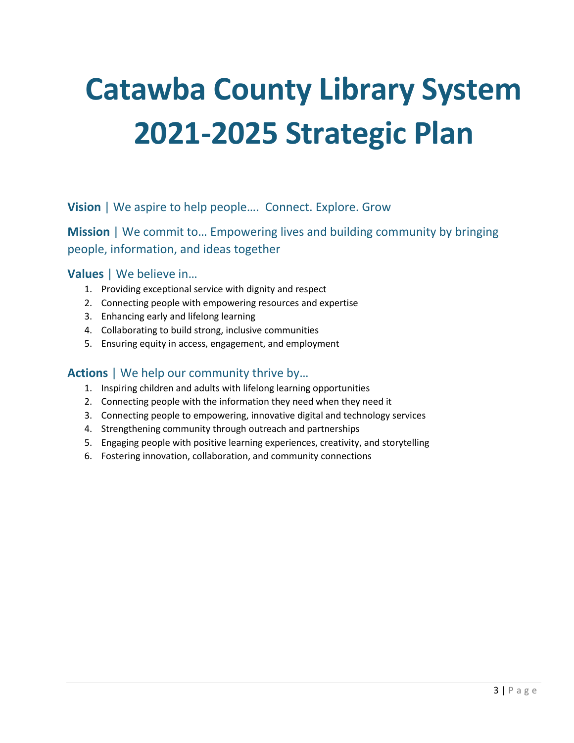# Catawba County Library System 2021-2025 Strategic Plan

**Vision** | We aspire to help people…. Connect. Explore. Grow

**Mission** | We commit to… Empowering lives and building community by bringing people, information, and ideas together

## **Values** | We believe in…

1. Providing exceptional service with dignity and respect
2. Connecting people with empowering resources and expertise
3. Enhancing early and lifelong learning
4. Collaborating to build strong, inclusive communities
5. Ensuring equity in access, engagement, and employment

## **Actions** | We help our community thrive by…

1. Inspiring children and adults with lifelong learning opportunities
2. Connecting people with the information they need when they need it
3. Connecting people to empowering, innovative digital and technology services
4. Strengthening community through outreach and partnerships
5. Engaging people with positive learning experiences, creativity, and storytelling
6. Fostering innovation, collaboration, and community connections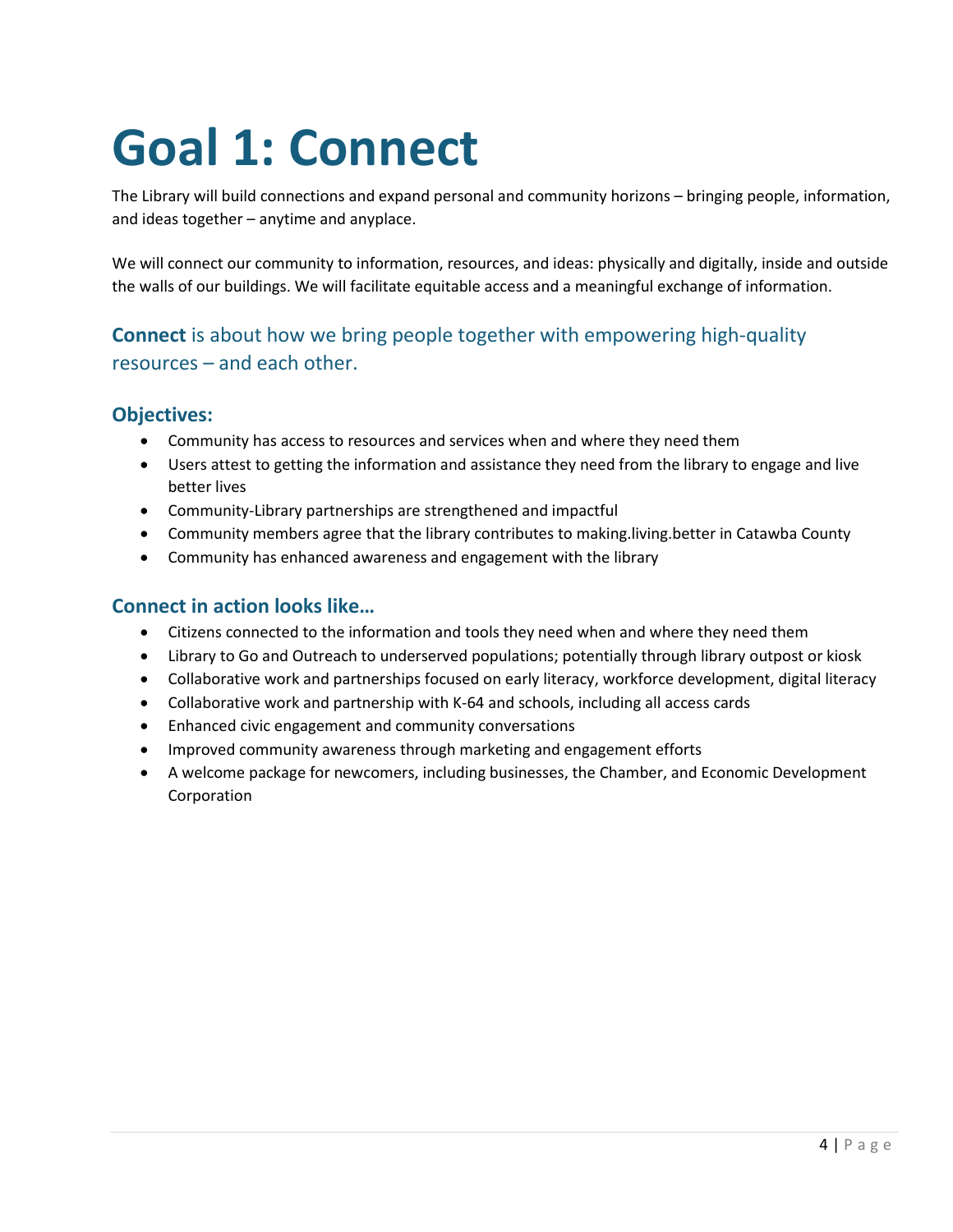# Goal 1: Connect

The Library will build connections and expand personal and community horizons – bringing people, information, and ideas together – anytime and anyplace.

We will connect our community to information, resources, and ideas: physically and digitally, inside and outside the walls of our buildings. We will facilitate equitable access and a meaningful exchange of information.

### **Connect** is about how we bring people together with empowering high-quality resources – and each other.

## Objectives:

- Community has access to resources and services when and where they need them
- Users attest to getting the information and assistance they need from the library to engage and live better lives
- Community-Library partnerships are strengthened and impactful
- Community members agree that the library contributes to making.living.better in Catawba County
- Community has enhanced awareness and engagement with the library

## Connect in action looks like…

- Citizens connected to the information and tools they need when and where they need them
- Library to Go and Outreach to underserved populations; potentially through library outpost or kiosk
- Collaborative work and partnerships focused on early literacy, workforce development, digital literacy
- Collaborative work and partnership with K-64 and schools, including all access cards
- Enhanced civic engagement and community conversations
- Improved community awareness through marketing and engagement efforts
- A welcome package for newcomers, including businesses, the Chamber, and Economic Development Corporation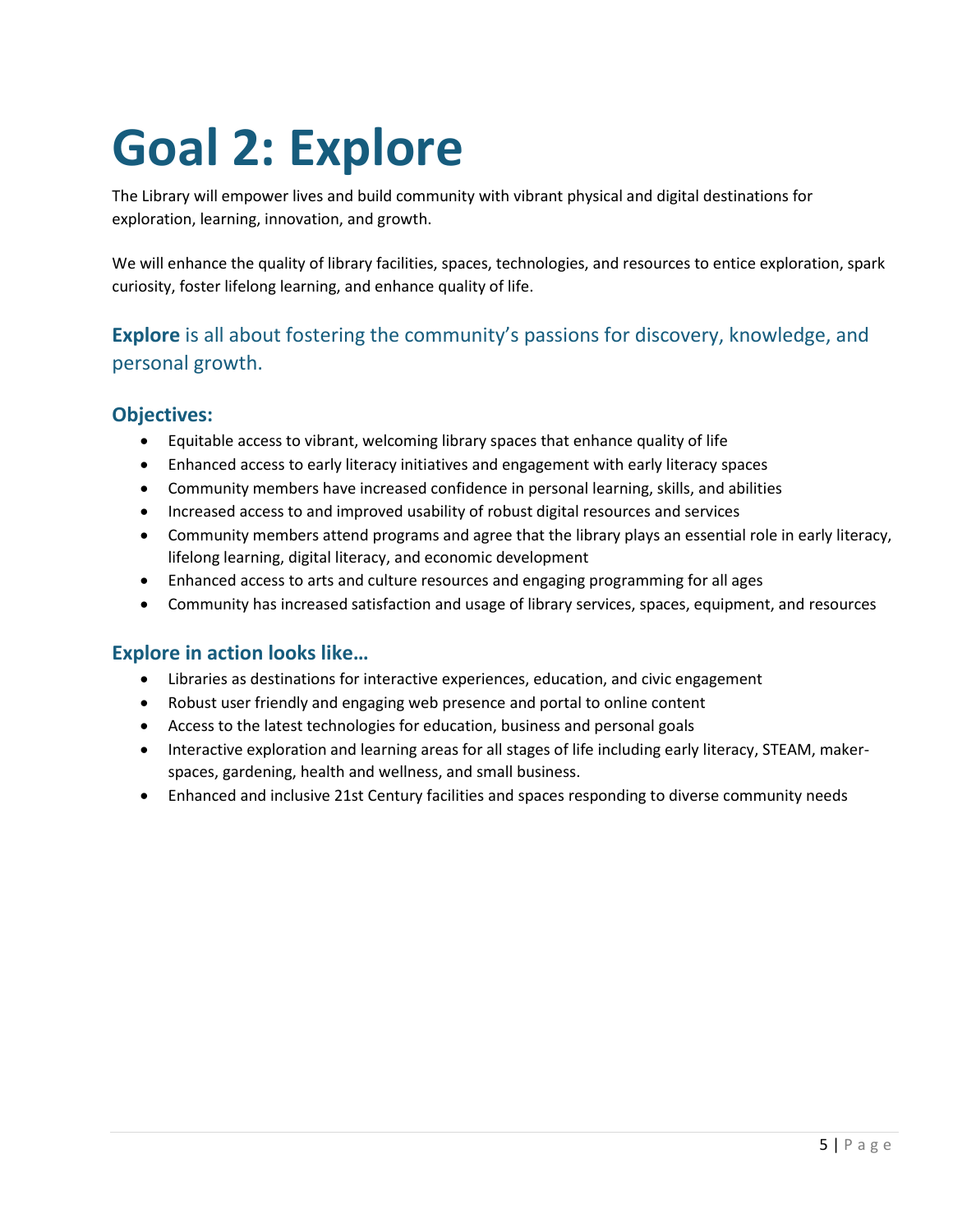# Goal 2: Explore

The Library will empower lives and build community with vibrant physical and digital destinations for exploration, learning, innovation, and growth.

We will enhance the quality of library facilities, spaces, technologies, and resources to entice exploration, spark curiosity, foster lifelong learning, and enhance quality of life.

### **Explore** is all about fostering the community's passions for discovery, knowledge, and personal growth.

## Objectives:

- Equitable access to vibrant, welcoming library spaces that enhance quality of life
- Enhanced access to early literacy initiatives and engagement with early literacy spaces
- Community members have increased confidence in personal learning, skills, and abilities
- Increased access to and improved usability of robust digital resources and services
- Community members attend programs and agree that the library plays an essential role in early literacy, lifelong learning, digital literacy, and economic development
- Enhanced access to arts and culture resources and engaging programming for all ages
- Community has increased satisfaction and usage of library services, spaces, equipment, and resources

## Explore in action looks like…

- Libraries as destinations for interactive experiences, education, and civic engagement
- Robust user friendly and engaging web presence and portal to online content
- Access to the latest technologies for education, business and personal goals
- Interactive exploration and learning areas for all stages of life including early literacy, STEAM, maker-spaces, gardening, health and wellness, and small business.
- Enhanced and inclusive 21st Century facilities and spaces responding to diverse community needs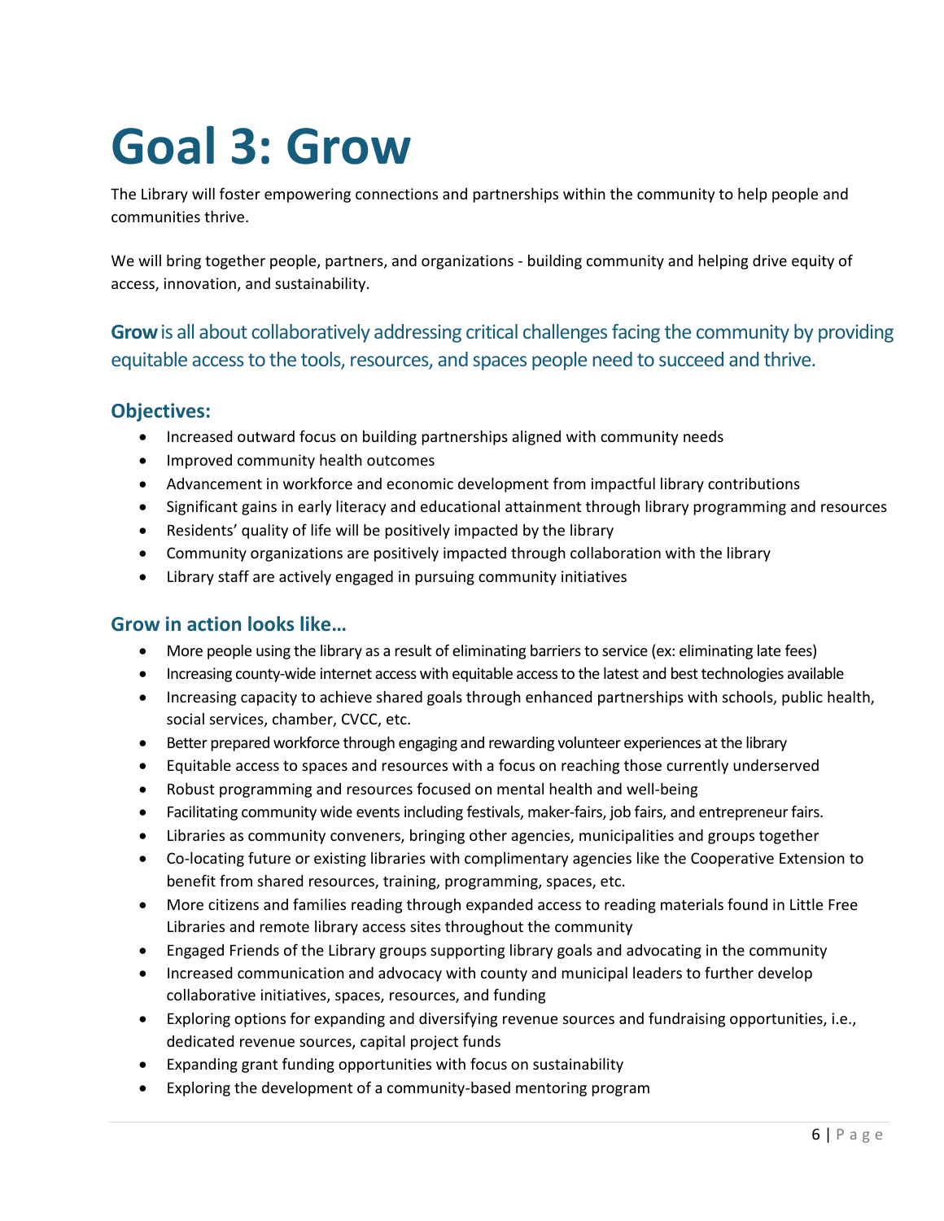# Goal 3: Grow

The Library will foster empowering connections and partnerships within the community to help people and communities thrive.

We will bring together people, partners, and organizations - building community and helping drive equity of access, innovation, and sustainability.

**Grow** is all about collaboratively addressing critical challenges facing the community by providing equitable access to the tools, resources, and spaces people need to succeed and thrive.

### Objectives:

- Increased outward focus on building partnerships aligned with community needs
- Improved community health outcomes
- Advancement in workforce and economic development from impactful library contributions
- Significant gains in early literacy and educational attainment through library programming and resources
- Residents' quality of life will be positively impacted by the library
- Community organizations are positively impacted through collaboration with the library
- Library staff are actively engaged in pursuing community initiatives

### Grow in action looks like…

- More people using the library as a result of eliminating barriers to service (ex: eliminating late fees)
- Increasing county-wide internet access with equitable access to the latest and best technologies available
- Increasing capacity to achieve shared goals through enhanced partnerships with schools, public health, social services, chamber, CVCC, etc.
- Better prepared workforce through engaging and rewarding volunteer experiences at the library
- Equitable access to spaces and resources with a focus on reaching those currently underserved
- Robust programming and resources focused on mental health and well-being
- Facilitating community wide events including festivals, maker-fairs, job fairs, and entrepreneur fairs.
- Libraries as community conveners, bringing other agencies, municipalities and groups together
- Co-locating future or existing libraries with complimentary agencies like the Cooperative Extension to benefit from shared resources, training, programming, spaces, etc.
- More citizens and families reading through expanded access to reading materials found in Little Free Libraries and remote library access sites throughout the community
- Engaged Friends of the Library groups supporting library goals and advocating in the community
- Increased communication and advocacy with county and municipal leaders to further develop collaborative initiatives, spaces, resources, and funding
- Exploring options for expanding and diversifying revenue sources and fundraising opportunities, i.e., dedicated revenue sources, capital project funds
- Expanding grant funding opportunities with focus on sustainability
- Exploring the development of a community-based mentoring program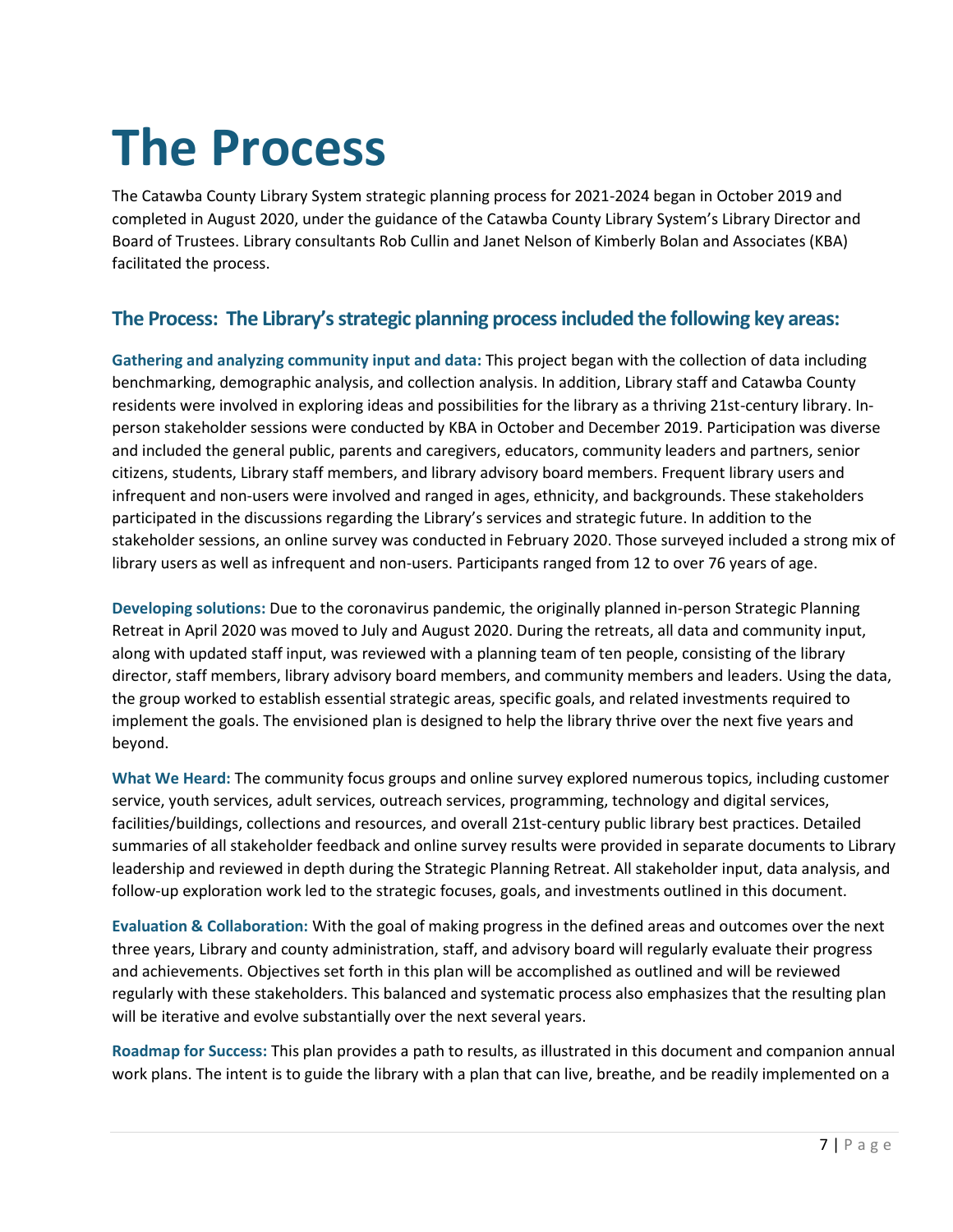# The Process

The Catawba County Library System strategic planning process for 2021-2024 began in October 2019 and completed in August 2020, under the guidance of the Catawba County Library System's Library Director and Board of Trustees. Library consultants Rob Cullin and Janet Nelson of Kimberly Bolan and Associates (KBA) facilitated the process.

## The Process: The Library's strategic planning process included the following key areas:

**Gathering and analyzing community input and data:** This project began with the collection of data including benchmarking, demographic analysis, and collection analysis. In addition, Library staff and Catawba County residents were involved in exploring ideas and possibilities for the library as a thriving 21st-century library. In-person stakeholder sessions were conducted by KBA in October and December 2019. Participation was diverse and included the general public, parents and caregivers, educators, community leaders and partners, senior citizens, students, Library staff members, and library advisory board members. Frequent library users and infrequent and non-users were involved and ranged in ages, ethnicity, and backgrounds. These stakeholders participated in the discussions regarding the Library's services and strategic future. In addition to the stakeholder sessions, an online survey was conducted in February 2020. Those surveyed included a strong mix of library users as well as infrequent and non-users. Participants ranged from 12 to over 76 years of age.

**Developing solutions:** Due to the coronavirus pandemic, the originally planned in-person Strategic Planning Retreat in April 2020 was moved to July and August 2020. During the retreats, all data and community input, along with updated staff input, was reviewed with a planning team of ten people, consisting of the library director, staff members, library advisory board members, and community members and leaders. Using the data, the group worked to establish essential strategic areas, specific goals, and related investments required to implement the goals. The envisioned plan is designed to help the library thrive over the next five years and beyond.

**What We Heard:** The community focus groups and online survey explored numerous topics, including customer service, youth services, adult services, outreach services, programming, technology and digital services, facilities/buildings, collections and resources, and overall 21st-century public library best practices. Detailed summaries of all stakeholder feedback and online survey results were provided in separate documents to Library leadership and reviewed in depth during the Strategic Planning Retreat. All stakeholder input, data analysis, and follow-up exploration work led to the strategic focuses, goals, and investments outlined in this document.

**Evaluation & Collaboration:** With the goal of making progress in the defined areas and outcomes over the next three years, Library and county administration, staff, and advisory board will regularly evaluate their progress and achievements. Objectives set forth in this plan will be accomplished as outlined and will be reviewed regularly with these stakeholders. This balanced and systematic process also emphasizes that the resulting plan will be iterative and evolve substantially over the next several years.

**Roadmap for Success:** This plan provides a path to results, as illustrated in this document and companion annual work plans. The intent is to guide the library with a plan that can live, breathe, and be readily implemented on a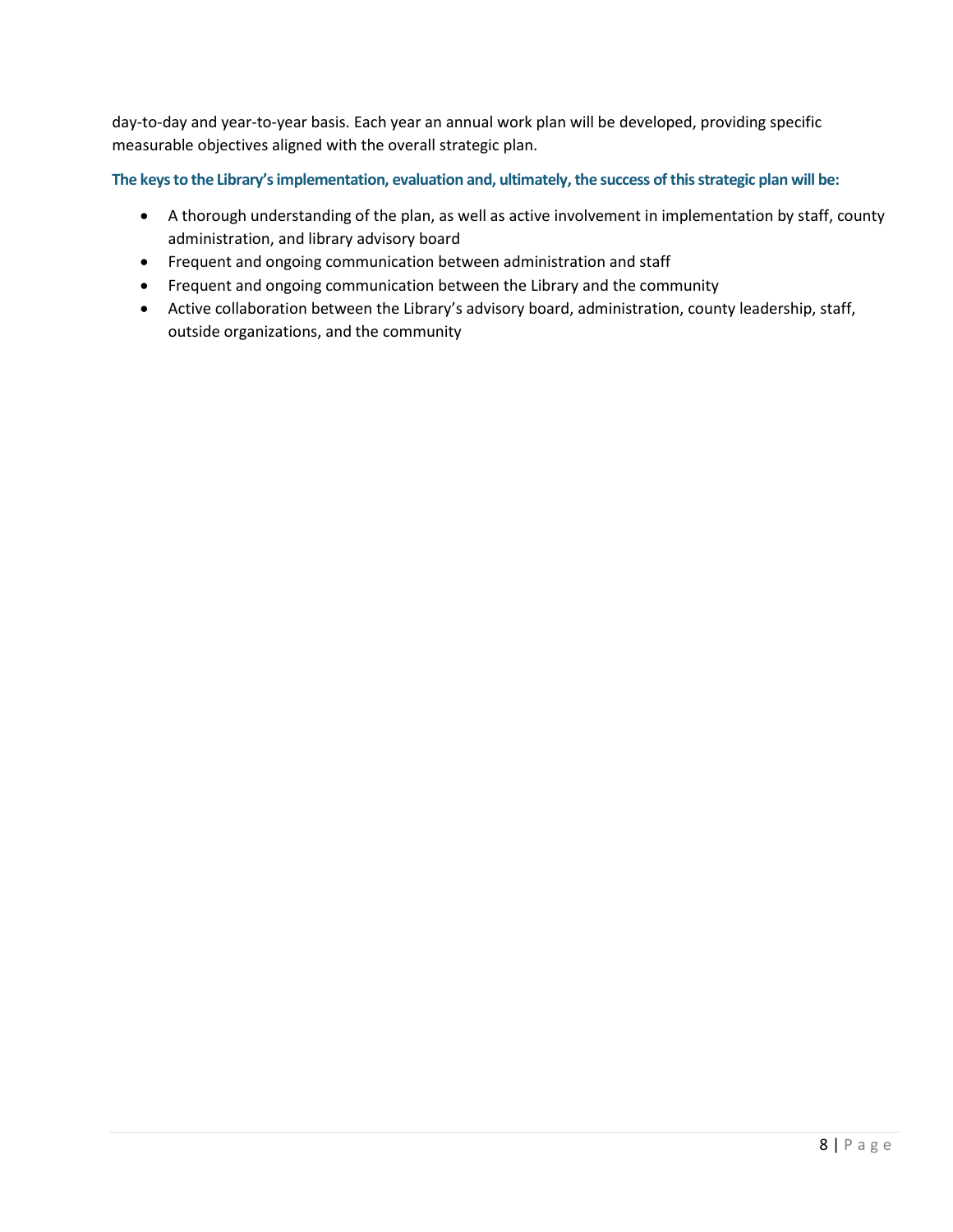day-to-day and year-to-year basis. Each year an annual work plan will be developed, providing specific measurable objectives aligned with the overall strategic plan.

**The keys to the Library's implementation, evaluation and, ultimately, the success of this strategic plan will be:**

- A thorough understanding of the plan, as well as active involvement in implementation by staff, county administration, and library advisory board
- Frequent and ongoing communication between administration and staff
- Frequent and ongoing communication between the Library and the community
- Active collaboration between the Library's advisory board, administration, county leadership, staff, outside organizations, and the community